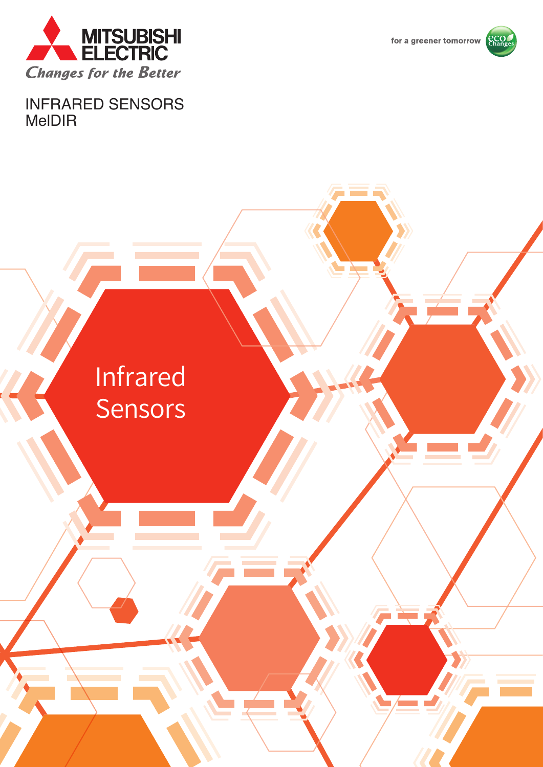MITSUBISHI ELECTRIC

*Changes for the Better*

for a greener tomorrow

eco Changes

# INFRARED SENSORS
# MelDIR

Infrared Sensors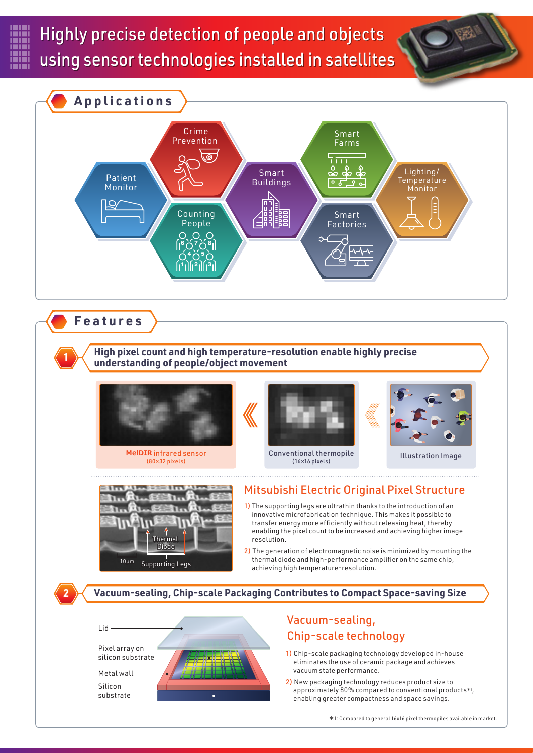# Highly precise detection of people and objects using sensor technologies installed in satellites

## Applications

- Patient Monitor
- Crime Prevention
- Counting People
- Smart Buildings
- Smart Farms
- Smart Factories
- Lighting/Temperature Monitor

## Features

### 1 High pixel count and high temperature-resolution enable highly precise understanding of people/object movement

**MelDIR** infrared sensor (80×32 pixels)

Conventional thermopile (16×16 pixels)

Illustration Image

Thermal Diode

10μm Supporting Legs

### Mitsubishi Electric Original Pixel Structure

1) The supporting legs are ultrathin thanks to the introduction of an innovative microfabrication technique. This makes it possible to transfer energy more efficiently without releasing heat, thereby enabling the pixel count to be increased and achieving higher image resolution.

2) The generation of electromagnetic noise is minimized by mounting the thermal diode and high-performance amplifier on the same chip, achieving high temperature-resolution.

### 2 Vacuum-sealing, Chip-scale Packaging Contributes to Compact Space-saving Size

Lid

Pixel array on silicon substrate

Metal wall

Silicon substrate

### Vacuum-sealing, Chip-scale technology

1) Chip-scale packaging technology developed in-house eliminates the use of ceramic package and achieves vacuum state performance.

2) New packaging technology reduces product size to approximately 80% compared to conventional products*1, enabling greater compactness and space savings.

*1: Compared to general 16x16 pixel thermopiles available in market.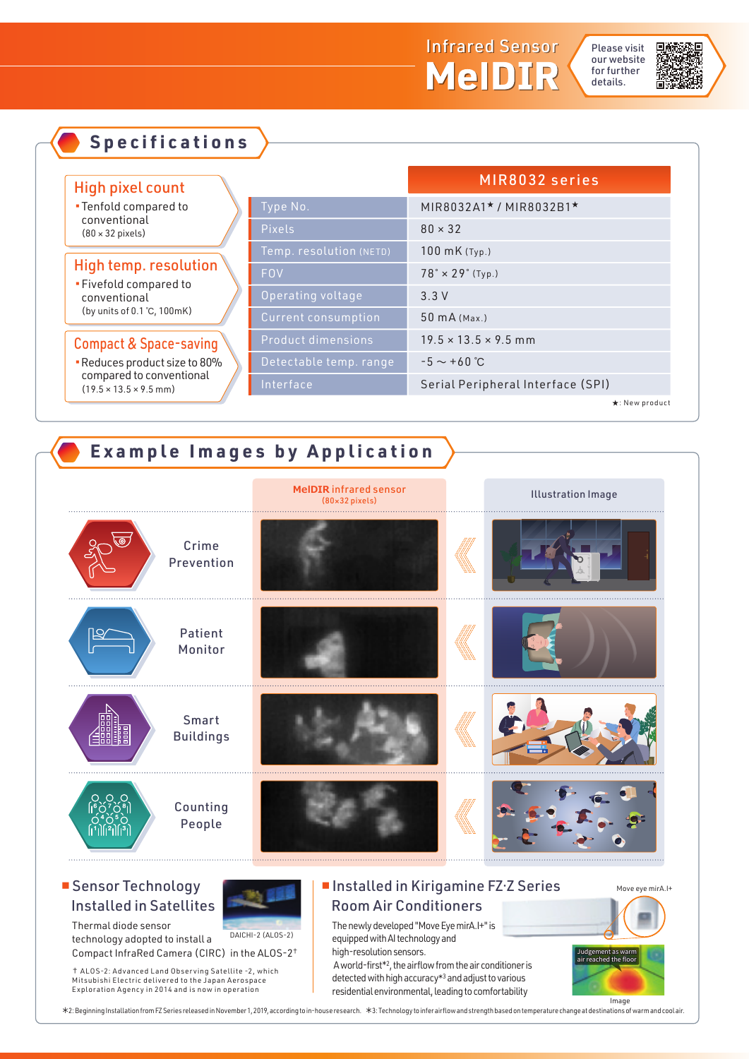Infrared Sensor

# MelDIR

Please visit our website for further details.

## Specifications

**High pixel count**
- Tenfold compared to conventional (80 × 32 pixels)

**High temp. resolution**
- Fivefold compared to conventional (by units of 0.1 ℃, 100mK)

**Compact & Space-saving**
- Reduces product size to 80% compared to conventional (19.5 × 13.5 × 9.5 mm)

| | MIR8032 series |
|---|---|
| Type No. | MIR8032A1★ / MIR8032B1★ |
| Pixels | 80 × 32 |
| Temp. resolution (NETD) | 100 mK (Typ.) |
| FOV | 78° × 29° (Typ.) |
| Operating voltage | 3.3 V |
| Current consumption | 50 mA (Max.) |
| Product dimensions | 19.5 × 13.5 × 9.5 mm |
| Detectable temp. range | -5 ～ +60 ℃ |
| Interface | Serial Peripheral Interface (SPI) |

★: New product

## Example Images by Application

| | MelDIR infrared sensor (80×32 pixels) | Illustration Image |
|---|---|---|
| Crime Prevention | | |
| Patient Monitor | | |
| Smart Buildings | | |
| Counting People | | |

### Sensor Technology Installed in Satellites

Thermal diode sensor technology adopted to install a Compact InfraRed Camera (CIRC) in the ALOS-2†

DAICHI-2 (ALOS-2)

† ALOS-2: Advanced Land Observing Satellite -2, which Mitsubishi Electric delivered to the Japan Aerospace Exploration Agency in 2014 and is now in operation

### Installed in Kirigamine FZ·Z Series Room Air Conditioners

The newly developed "Move Eye mirA.I+" is equipped with AI technology and high-resolution sensors.

A world-first*2, the airflow from the air conditioner is detected with high accuracy*3 and adjust to various residential environmental, leading to comfortability

Move eye mirA.I+

Judgement as warm air reached the floor

Image

*2: Beginning Installation from FZ Series released in November 1, 2019, according to in-house research. *3: Technology to infer airflow and strength based on temperature change at destinations of warm and cool air.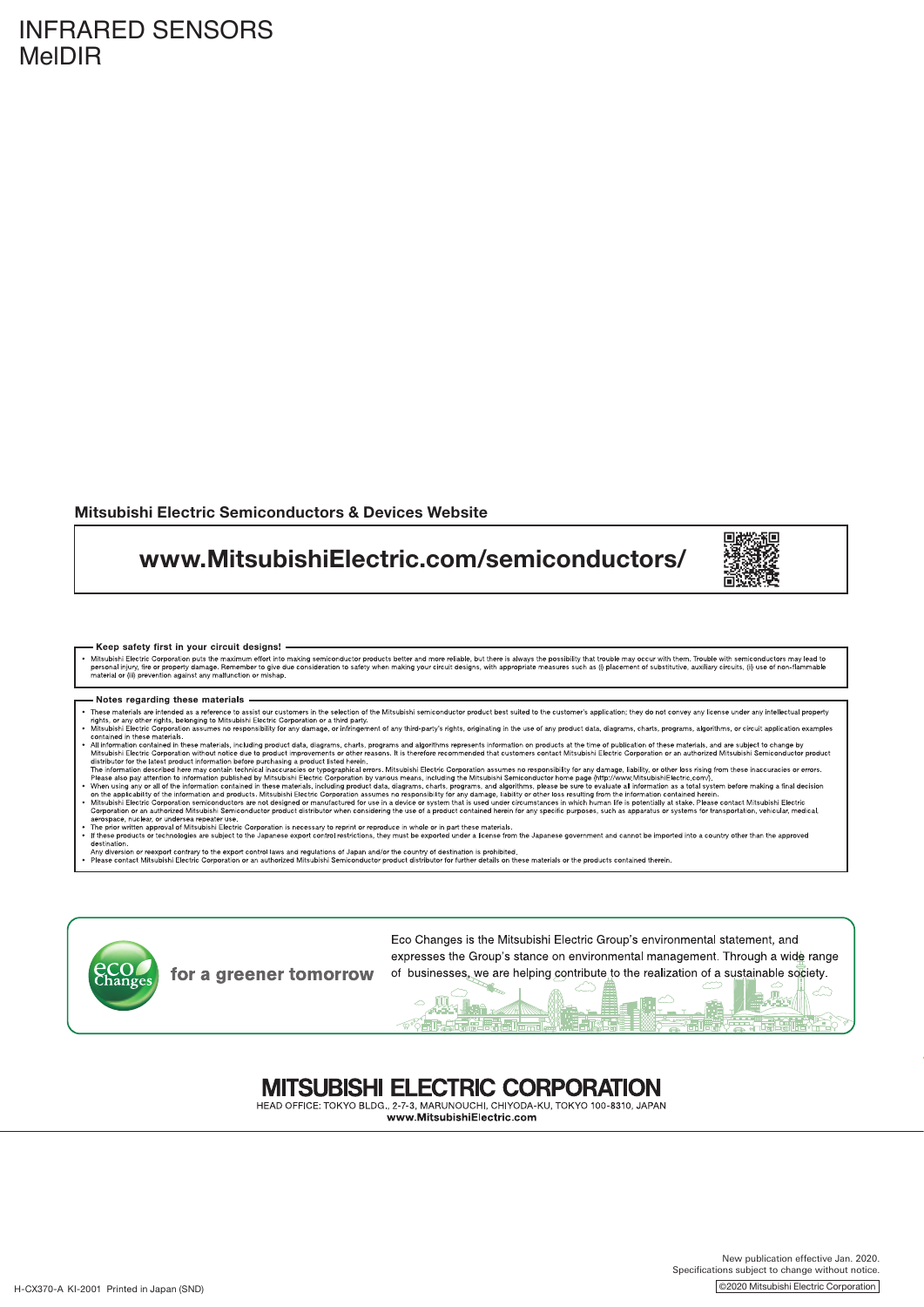# INFRARED SENSORS
# MelDIR

**Mitsubishi Electric Semiconductors & Devices Website**

**www.MitsubishiElectric.com/semiconductors/**

**Keep safety first in your circuit designs!**

- Mitsubishi Electric Corporation puts the maximum effort into making semiconductor products better and more reliable, but there is always the possibility that trouble may occur with them. Trouble with semiconductors may lead to personal injury, fire or property damage. Remember to give due consideration to safety when making your circuit designs, with appropriate measures such as (i) placement of substitutive, auxiliary circuits, (ii) use of non-flammable material or (iii) prevention against any malfunction or mishap.

**Notes regarding these materials**

- These materials are intended as a reference to assist our customers in the selection of the Mitsubishi semiconductor product best suited to the customer's application; they do not convey any license under any intellectual property rights, or any other rights, belonging to Mitsubishi Electric Corporation or a third party.
- Mitsubishi Electric Corporation assumes no responsibility for any damage, or infringement of any third-party's rights, originating in the use of any product data, diagrams, charts, programs, algorithms, or circuit application examples contained in these materials.
- All information contained in these materials, including product data, diagrams, charts, programs and algorithms represents information on products at the time of publication of these materials, and are subject to change by Mitsubishi Electric Corporation without notice due to product improvements or other reasons. It is therefore recommended that customers contact Mitsubishi Electric Corporation or an authorized Mitsubishi Semiconductor product distributor for the latest product information before purchasing a product listed herein.
  The information described here may contain technical inaccuracies or typographical errors. Mitsubishi Electric Corporation assumes no responsibility for any damage, liability, or other loss rising from these inaccuracies or errors.
  Please also pay attention to information published by Mitsubishi Electric Corporation by various means, including the Mitsubishi Semiconductor home page (http://www.MitsubishiElectric.com/).
- When using any or all of the information contained in these materials, including product data, diagrams, charts, programs, and algorithms, please be sure to evaluate all information as a total system before making a final decision on the applicability of the information and products. Mitsubishi Electric Corporation assumes no responsibility for any damage, liability or other loss resulting from the information contained herein.
- Mitsubishi Electric Corporation semiconductors are not designed or manufactured for use in a device or system that is used under circumstances in which human life is potentially at stake. Please contact Mitsubishi Electric Corporation or an authorized Mitsubishi Semiconductor product distributor when considering the use of a product contained herein for any specific purposes, such as apparatus or systems for transportation, vehicular, medical, aerospace, nuclear, or undersea repeater use.
- The prior written approval of Mitsubishi Electric Corporation is necessary to reprint or reproduce in whole or in part these materials.
- If these products or technologies are subject to the Japanese export control restrictions, they must be exported under a license from the Japanese government and cannot be imported into a country other than the approved destination.
  Any diversion or reexport contrary to the export control laws and regulations of Japan and/or the country of destination is prohibited.
- Please contact Mitsubishi Electric Corporation or an authorized Mitsubishi Semiconductor product distributor for further details on these materials or the products contained therein.

eco Changes **for a greener tomorrow**

Eco Changes is the Mitsubishi Electric Group's environmental statement, and expresses the Group's stance on environmental management. Through a wide range of businesses, we are helping contribute to the realization of a sustainable society.

**MITSUBISHI ELECTRIC CORPORATION**

HEAD OFFICE: TOKYO BLDG., 2-7-3, MARUNOUCHI, CHIYODA-KU, TOKYO 100-8310, JAPAN

**www.MitsubishiElectric.com**

H-CX370-A KI-2001 Printed in Japan (SND)

New publication effective Jan. 2020.
Specifications subject to change without notice.

©2020 Mitsubishi Electric Corporation